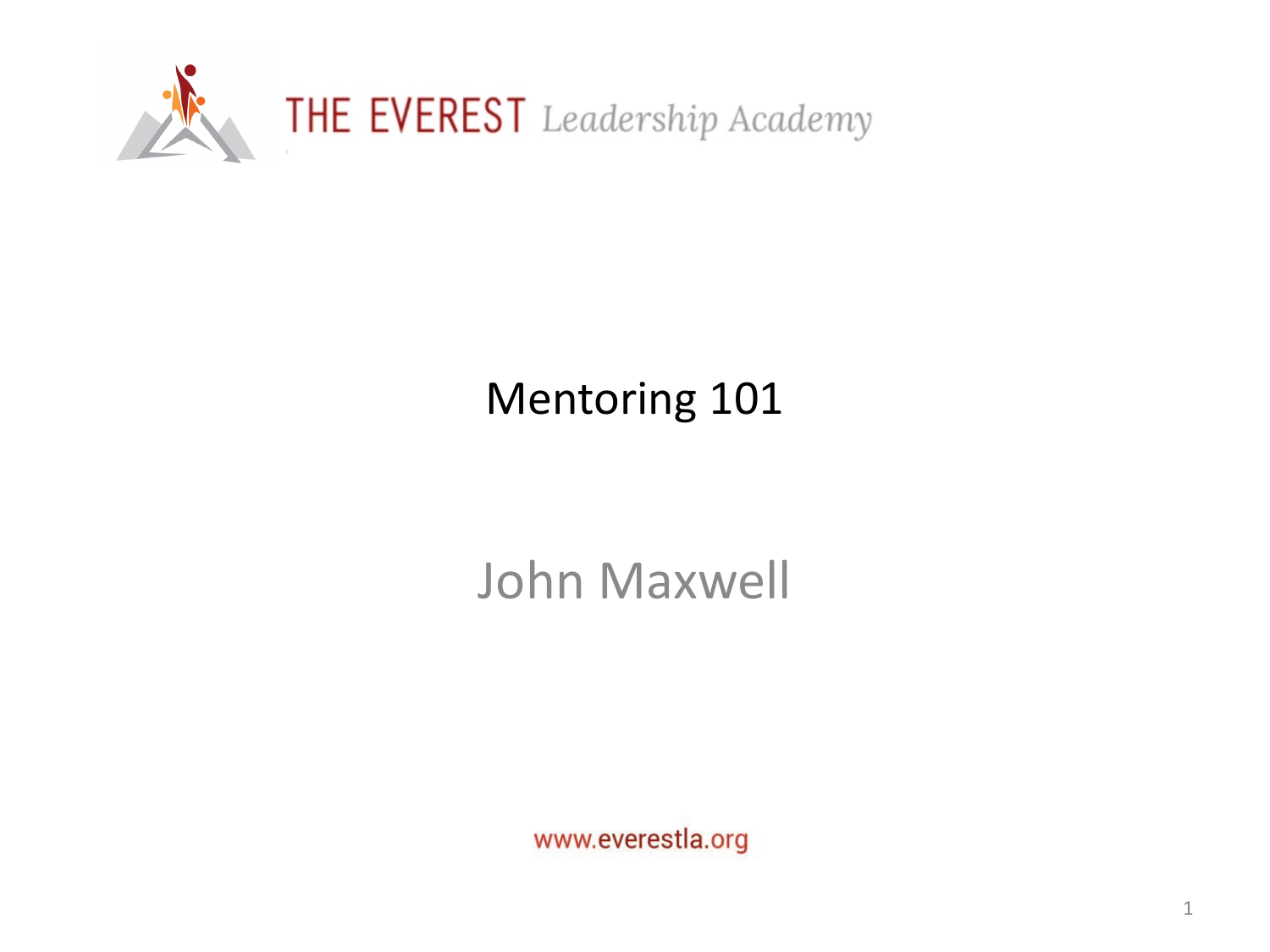THE EVEREST *Leadership Academy*

# Mentoring 101

## John Maxwell

www.everestla.org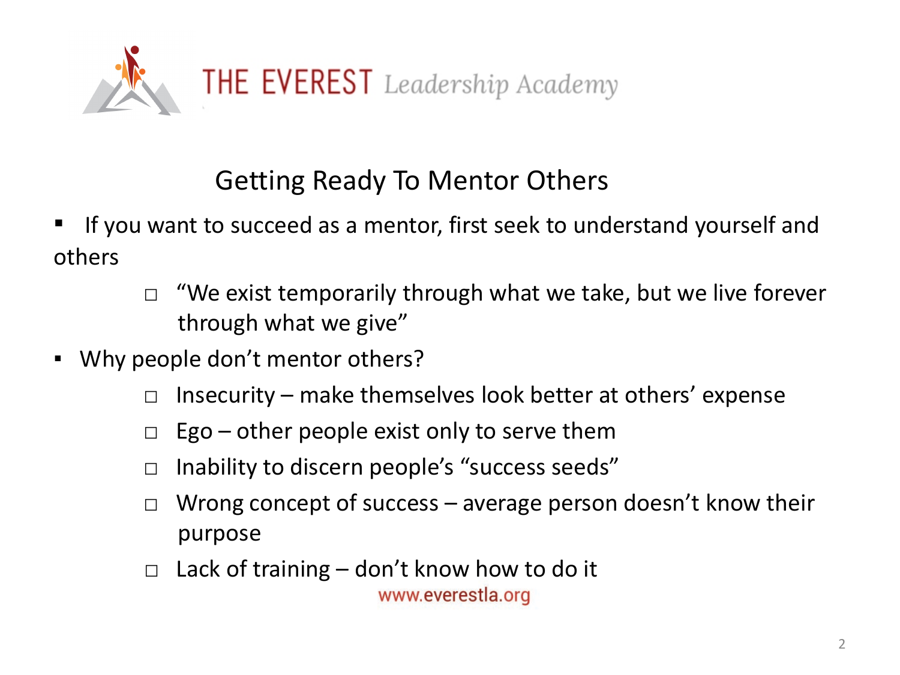THE EVEREST *Leadership Academy*

## Getting Ready To Mentor Others

- If you want to succeed as a mentor, first seek to understand yourself and others
  - "We exist temporarily through what we take, but we live forever through what we give"
- Why people don't mentor others?
  - Insecurity – make themselves look better at others' expense
  - Ego – other people exist only to serve them
  - Inability to discern people's "success seeds"
  - Wrong concept of success – average person doesn't know their purpose
  - Lack of training – don't know how to do it

www.everestla.org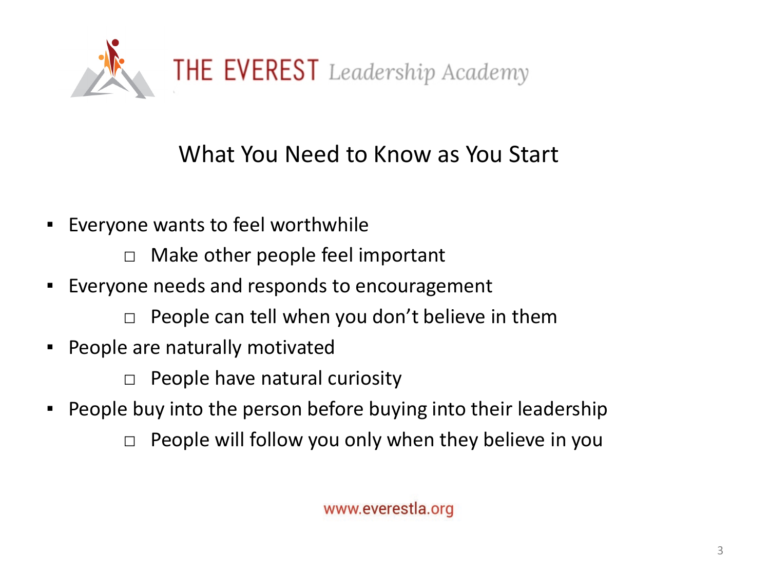THE EVEREST *Leadership Academy*

## What You Need to Know as You Start

- Everyone wants to feel worthwhile
  - Make other people feel important
- Everyone needs and responds to encouragement
  - People can tell when you don't believe in them
- People are naturally motivated
  - People have natural curiosity
- People buy into the person before buying into their leadership
  - People will follow you only when they believe in you

www.everestla.org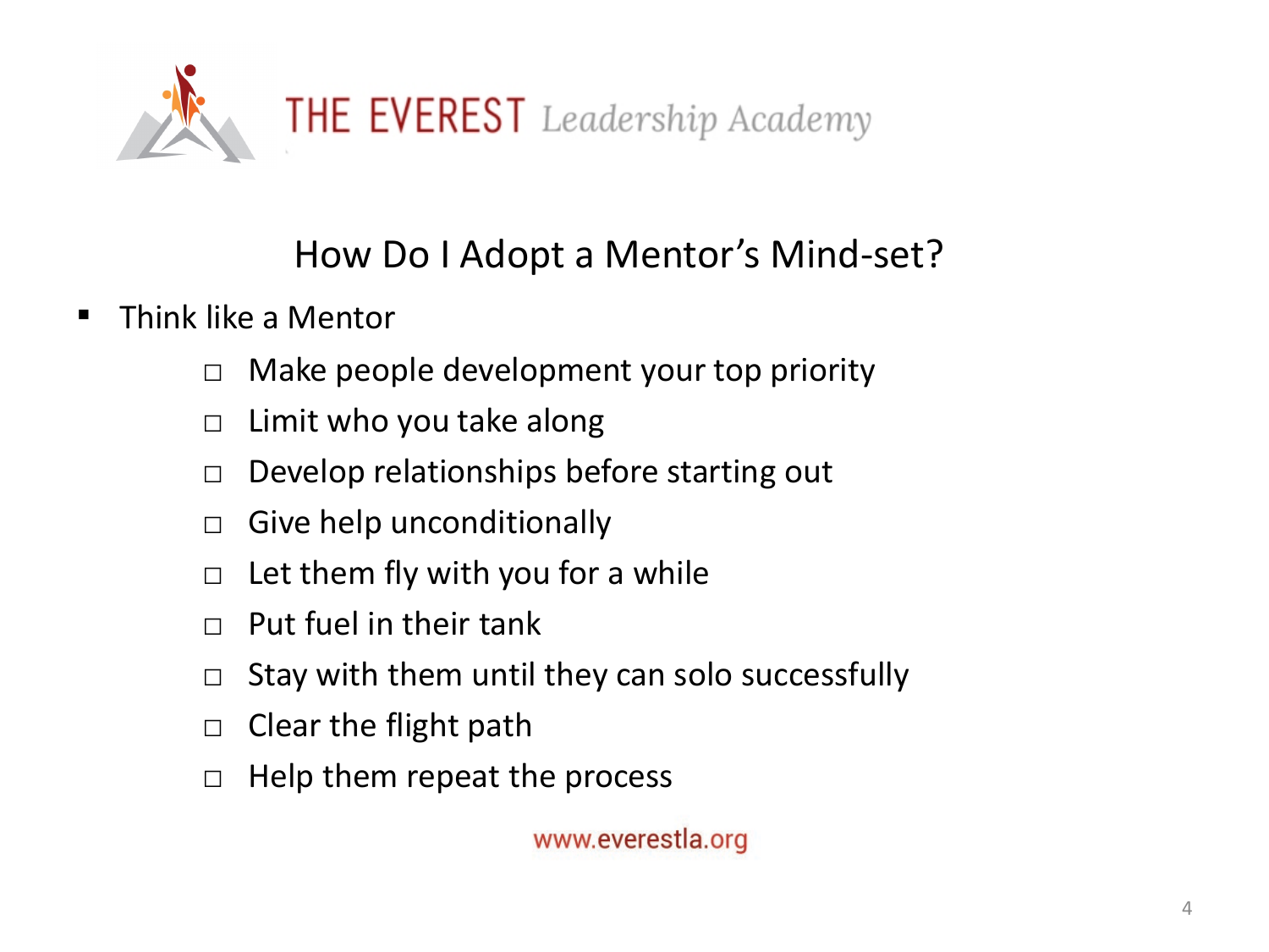THE EVEREST *Leadership Academy*

## How Do I Adopt a Mentor's Mind-set?

- Think like a Mentor
    - Make people development your top priority
    - Limit who you take along
    - Develop relationships before starting out
    - Give help unconditionally
    - Let them fly with you for a while
    - Put fuel in their tank
    - Stay with them until they can solo successfully
    - Clear the flight path
    - Help them repeat the process

www.everestla.org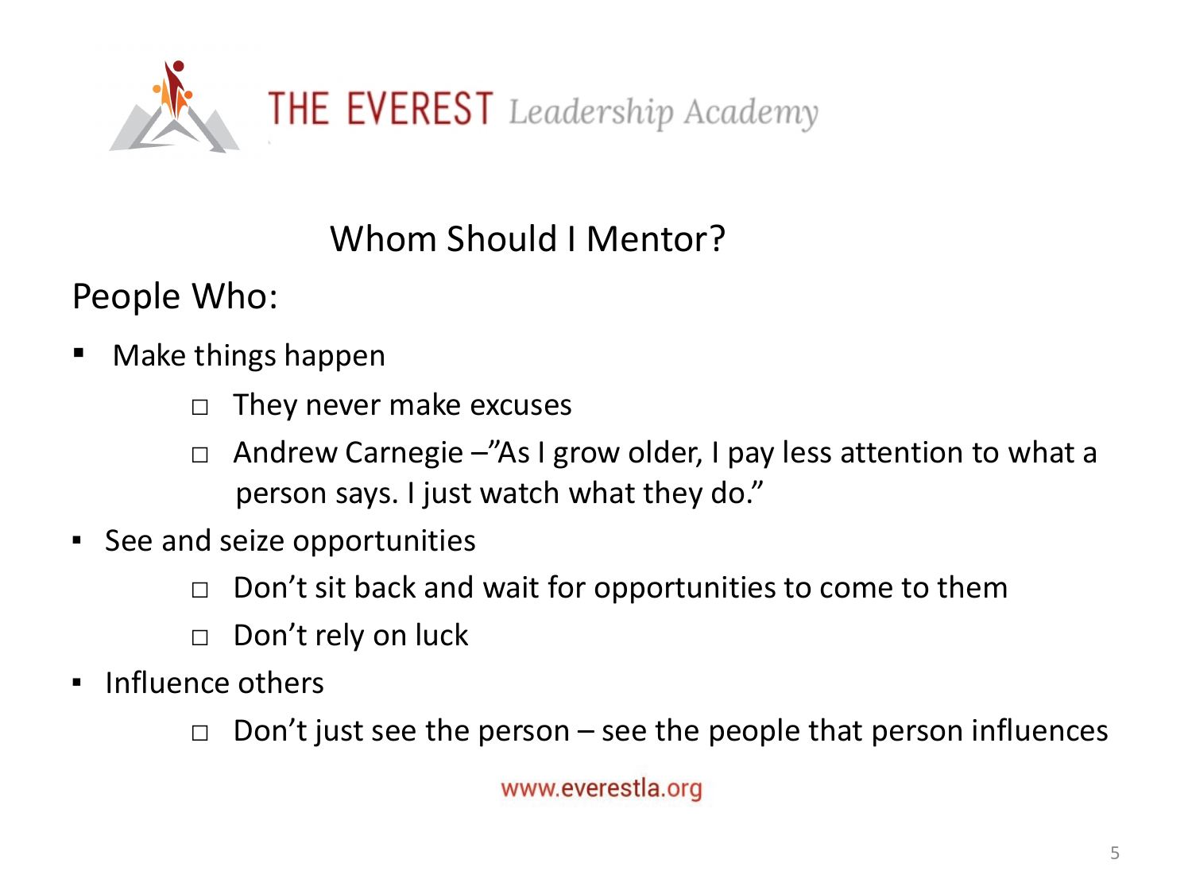THE EVEREST *Leadership Academy*

## Whom Should I Mentor?

People Who:

- Make things happen
  - They never make excuses
  - Andrew Carnegie –"As I grow older, I pay less attention to what a person says. I just watch what they do."
- See and seize opportunities
  - Don't sit back and wait for opportunities to come to them
  - Don't rely on luck
- Influence others
  - Don't just see the person – see the people that person influences

www.everestla.org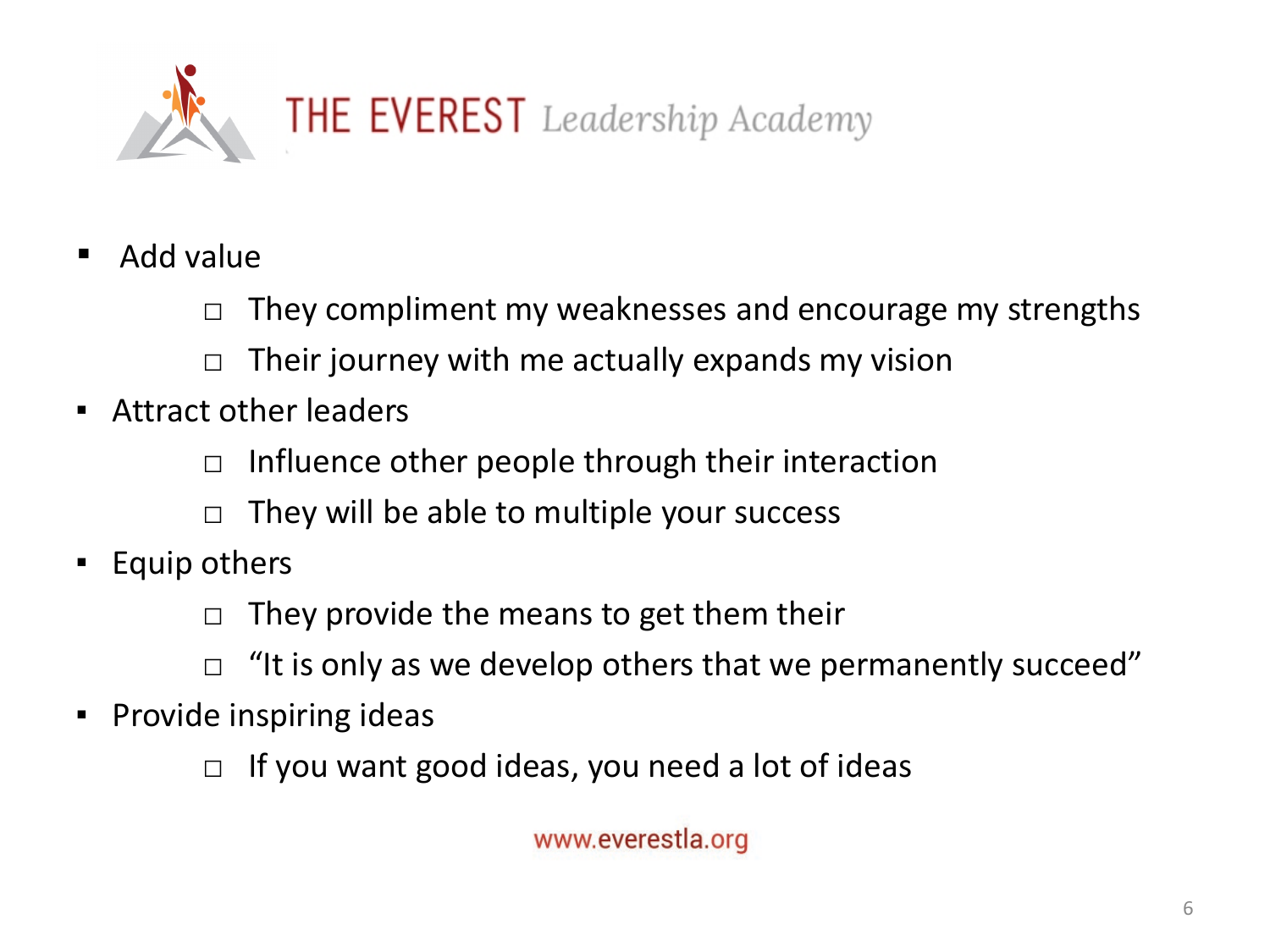- Add value
    - They compliment my weaknesses and encourage my strengths
    - Their journey with me actually expands my vision
- Attract other leaders
    - Influence other people through their interaction
    - They will be able to multiple your success
- Equip others
    - They provide the means to get them their
    - “It is only as we develop others that we permanently succeed”
- Provide inspiring ideas
    - If you want good ideas, you need a lot of ideas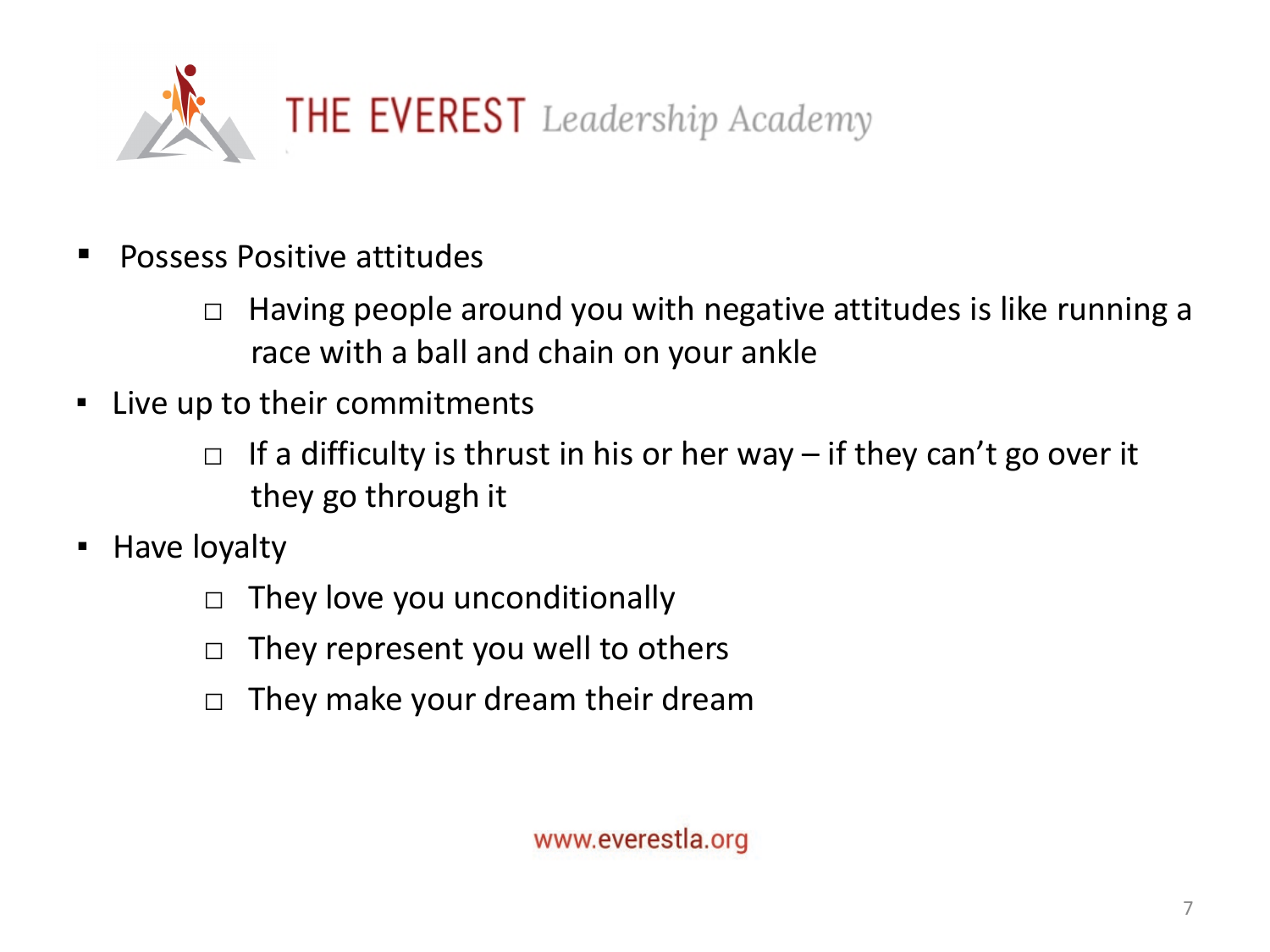THE EVEREST *Leadership Academy*

- Possess Positive attitudes
  - Having people around you with negative attitudes is like running a race with a ball and chain on your ankle
- Live up to their commitments
  - If a difficulty is thrust in his or her way – if they can't go over it they go through it
- Have loyalty
  - They love you unconditionally
  - They represent you well to others
  - They make your dream their dream

www.everestla.org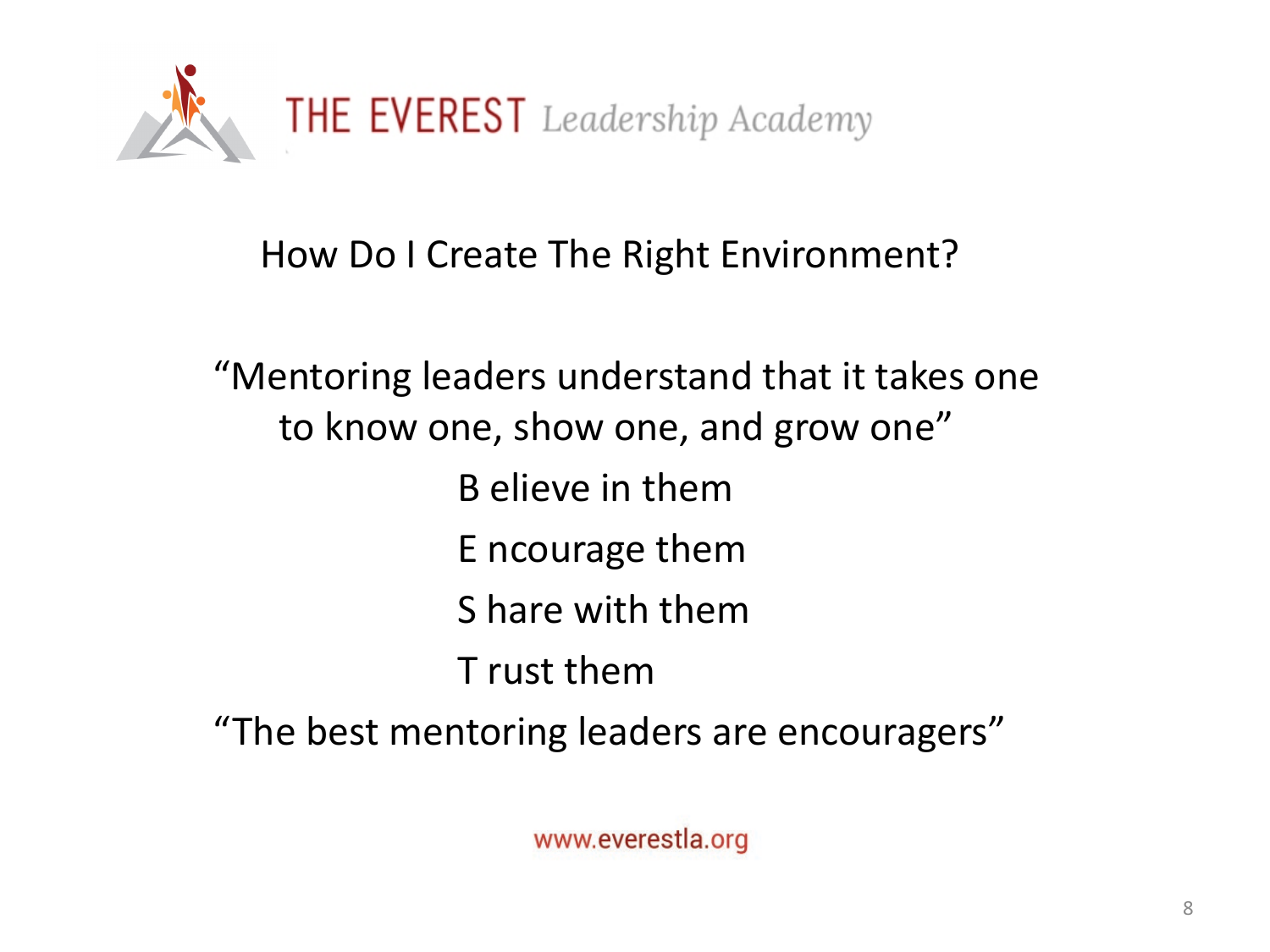THE EVEREST *Leadership Academy*

## How Do I Create The Right Environment?

"Mentoring leaders understand that it takes one to know one, show one, and grow one"

B elieve in them

E ncourage them

S hare with them

T rust them

"The best mentoring leaders are encouragers"

www.everestla.org